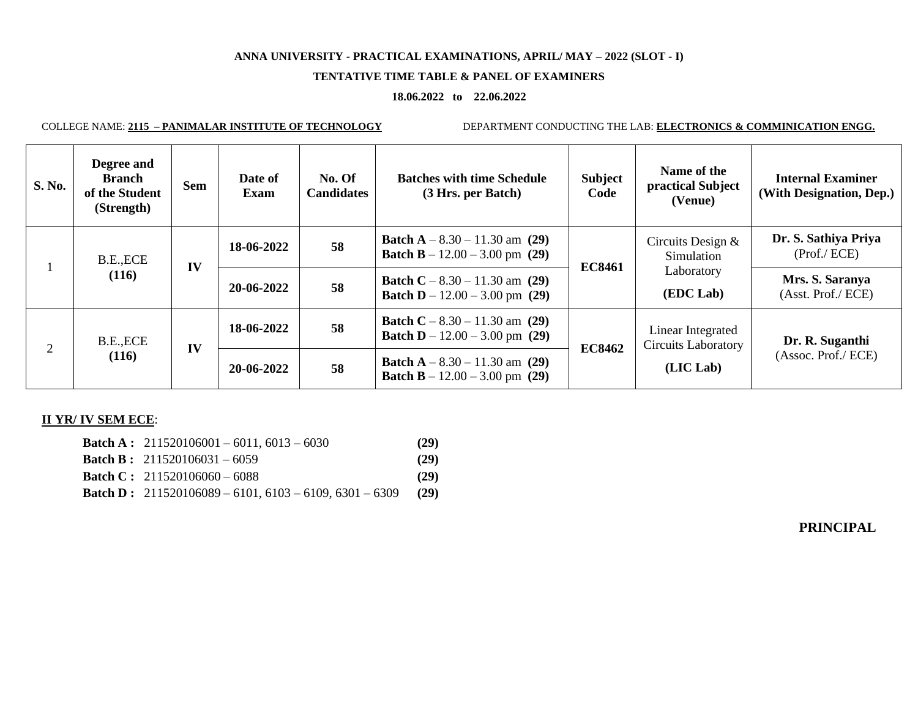**ANNA UNIVERSITY - PRACTICAL EXAMINATIONS, APRIL/ MAY – 2022 (SLOT - I)**

**TENTATIVE TIME TABLE & PANEL OF EXAMINERS**

**18.06.2022 to 22.06.2022**

COLLEGE NAME: **2115 – PANIMALAR INSTITUTE OF TECHNOLOGY** DEPARTMENT CONDUCTING THE LAB: **ELECTRONICS & COMMINICATION ENGG.**

| S. No. | Degree and Branch of the Student (Strength) | Sem | Date of Exam | No. Of Candidates | Batches with time Schedule (3 Hrs. per Batch) | Subject Code | Name of the practical Subject (Venue) | Internal Examiner (With Designation, Dep.) |
|---|---|---|---|---|---|---|---|---|
| 1 | B.E.,ECE **(116)** | **IV** | **18-06-2022** | **58** | **Batch A** – 8.30 – 11.30 am **(29)** **Batch B** – 12.00 – 3.00 pm **(29)** | **EC8461** | Circuits Design & Simulation Laboratory **(EDC Lab)** | **Dr. S. Sathiya Priya** (Prof./ ECE) |
| | | | **20-06-2022** | **58** | **Batch C** – 8.30 – 11.30 am **(29)** **Batch D** – 12.00 – 3.00 pm **(29)** | | | **Mrs. S. Saranya** (Asst. Prof./ ECE) |
| 2 | B.E.,ECE **(116)** | **IV** | **18-06-2022** | **58** | **Batch C** – 8.30 – 11.30 am **(29)** **Batch D** – 12.00 – 3.00 pm **(29)** | **EC8462** | Linear Integrated Circuits Laboratory **(LIC Lab)** | **Dr. R. Suganthi** (Assoc. Prof./ ECE) |
| | | | **20-06-2022** | **58** | **Batch A** – 8.30 – 11.30 am **(29)** **Batch B** – 12.00 – 3.00 pm **(29)** | | | |

**II YR/ IV SEM ECE**:

**Batch A :** 211520106001 – 6011, 6013 – 6030 **(29)**
**Batch B :** 211520106031 – 6059 **(29)**
**Batch C :** 211520106060 – 6088 **(29)**
**Batch D :** 211520106089 – 6101, 6103 – 6109, 6301 – 6309 **(29)**

**PRINCIPAL**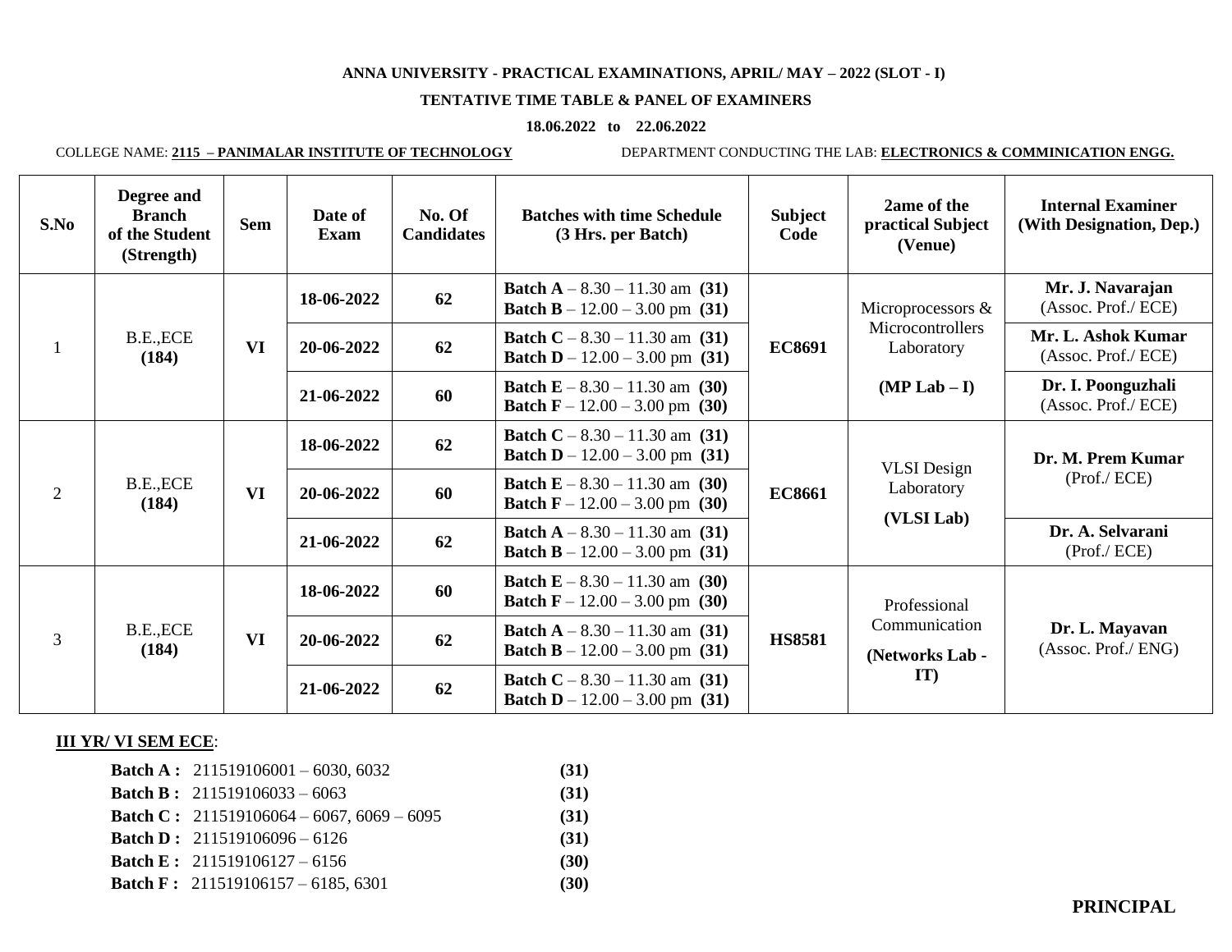**ANNA UNIVERSITY - PRACTICAL EXAMINATIONS, APRIL/ MAY – 2022 (SLOT - I)**

**TENTATIVE TIME TABLE & PANEL OF EXAMINERS**

**18.06.2022 to 22.06.2022**

COLLEGE NAME: **2115 – PANIMALAR INSTITUTE OF TECHNOLOGY** DEPARTMENT CONDUCTING THE LAB: **ELECTRONICS & COMMINICATION ENGG.**

| S.No | Degree and Branch of the Student (Strength) | Sem | Date of Exam | No. Of Candidates | Batches with time Schedule (3 Hrs. per Batch) | Subject Code | 2ame of the practical Subject (Venue) | Internal Examiner (With Designation, Dep.) |
|---|---|---|---|---|---|---|---|---|
| 1 | B.E.,ECE **(184)** | **VI** | **18-06-2022** | **62** | **Batch A** – 8.30 – 11.30 am **(31)** **Batch B** – 12.00 – 3.00 pm **(31)** | **EC8691** | Microprocessors & Microcontrollers Laboratory **(MP Lab – I)** | **Mr. J. Navarajan** (Assoc. Prof./ ECE) |
| | | | **20-06-2022** | **62** | **Batch C** – 8.30 – 11.30 am **(31)** **Batch D** – 12.00 – 3.00 pm **(31)** | | | **Mr. L. Ashok Kumar** (Assoc. Prof./ ECE) |
| | | | **21-06-2022** | **60** | **Batch E** – 8.30 – 11.30 am **(30)** **Batch F** – 12.00 – 3.00 pm **(30)** | | | **Dr. I. Poonguzhali** (Assoc. Prof./ ECE) |
| 2 | B.E.,ECE **(184)** | **VI** | **18-06-2022** | **62** | **Batch C** – 8.30 – 11.30 am **(31)** **Batch D** – 12.00 – 3.00 pm **(31)** | **EC8661** | VLSI Design Laboratory **(VLSI Lab)** | **Dr. M. Prem Kumar** (Prof./ ECE) |
| | | | **20-06-2022** | **60** | **Batch E** – 8.30 – 11.30 am **(30)** **Batch F** – 12.00 – 3.00 pm **(30)** | | | |
| | | | **21-06-2022** | **62** | **Batch A** – 8.30 – 11.30 am **(31)** **Batch B** – 12.00 – 3.00 pm **(31)** | | | **Dr. A. Selvarani** (Prof./ ECE) |
| 3 | B.E.,ECE **(184)** | **VI** | **18-06-2022** | **60** | **Batch E** – 8.30 – 11.30 am **(30)** **Batch F** – 12.00 – 3.00 pm **(30)** | **HS8581** | Professional Communication **(Networks Lab - IT)** | **Dr. L. Mayavan** (Assoc. Prof./ ENG) |
| | | | **20-06-2022** | **62** | **Batch A** – 8.30 – 11.30 am **(31)** **Batch B** – 12.00 – 3.00 pm **(31)** | | | |
| | | | **21-06-2022** | **62** | **Batch C** – 8.30 – 11.30 am **(31)** **Batch D** – 12.00 – 3.00 pm **(31)** | | | |

**III YR/ VI SEM ECE**:

- **Batch A :** 211519106001 – 6030, 6032 **(31)**
- **Batch B :** 211519106033 – 6063 **(31)**
- **Batch C :** 211519106064 – 6067, 6069 – 6095 **(31)**
- **Batch D :** 211519106096 – 6126 **(31)**
- **Batch E :** 211519106127 – 6156 **(30)**
- **Batch F :** 211519106157 – 6185, 6301 **(30)**

**PRINCIPAL**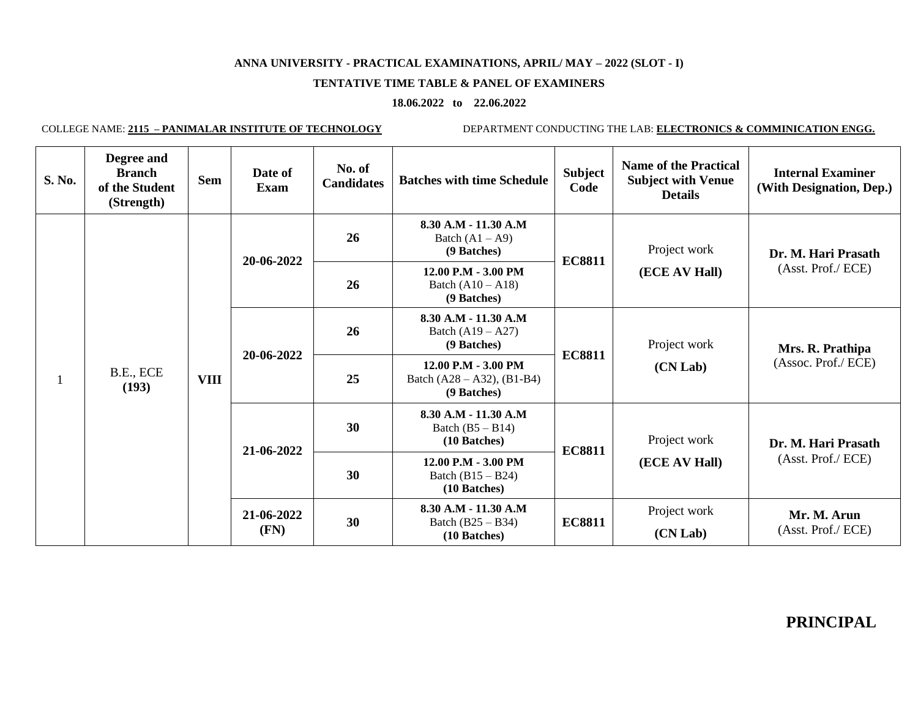**ANNA UNIVERSITY - PRACTICAL EXAMINATIONS, APRIL/ MAY – 2022 (SLOT - I)**

**TENTATIVE TIME TABLE & PANEL OF EXAMINERS**

**18.06.2022 to 22.06.2022**

COLLEGE NAME: **2115 – PANIMALAR INSTITUTE OF TECHNOLOGY** DEPARTMENT CONDUCTING THE LAB: **ELECTRONICS & COMMINICATION ENGG.**

| S. No. | Degree and Branch of the Student (Strength) | Sem | Date of Exam | No. of Candidates | Batches with time Schedule | Subject Code | Name of the Practical Subject with Venue Details | Internal Examiner (With Designation, Dep.) |
|---|---|---|---|---|---|---|---|---|
| 1 | B.E., ECE **(193)** | **VIII** | **20-06-2022** | **26** | **8.30 A.M - 11.30 A.M** Batch (A1 – A9) **(9 Batches)** | **EC8811** | Project work **(ECE AV Hall)** | **Dr. M. Hari Prasath** (Asst. Prof./ ECE) |
| | | | | **26** | **12.00 P.M - 3.00 PM** Batch (A10 – A18) **(9 Batches)** | | | |
| | | | **20-06-2022** | **26** | **8.30 A.M - 11.30 A.M** Batch (A19 – A27) **(9 Batches)** | **EC8811** | Project work **(CN Lab)** | **Mrs. R. Prathipa** (Assoc. Prof./ ECE) |
| | | | | **25** | **12.00 P.M - 3.00 PM** Batch (A28 – A32), (B1-B4) **(9 Batches)** | | | |
| | | | **21-06-2022** | **30** | **8.30 A.M - 11.30 A.M** Batch (B5 – B14) **(10 Batches)** | **EC8811** | Project work **(ECE AV Hall)** | **Dr. M. Hari Prasath** (Asst. Prof./ ECE) |
| | | | | **30** | **12.00 P.M - 3.00 PM** Batch (B15 – B24) **(10 Batches)** | | | |
| | | | **21-06-2022 (FN)** | **30** | **8.30 A.M - 11.30 A.M** Batch (B25 – B34) **(10 Batches)** | **EC8811** | Project work **(CN Lab)** | **Mr. M. Arun** (Asst. Prof./ ECE) |

**PRINCIPAL**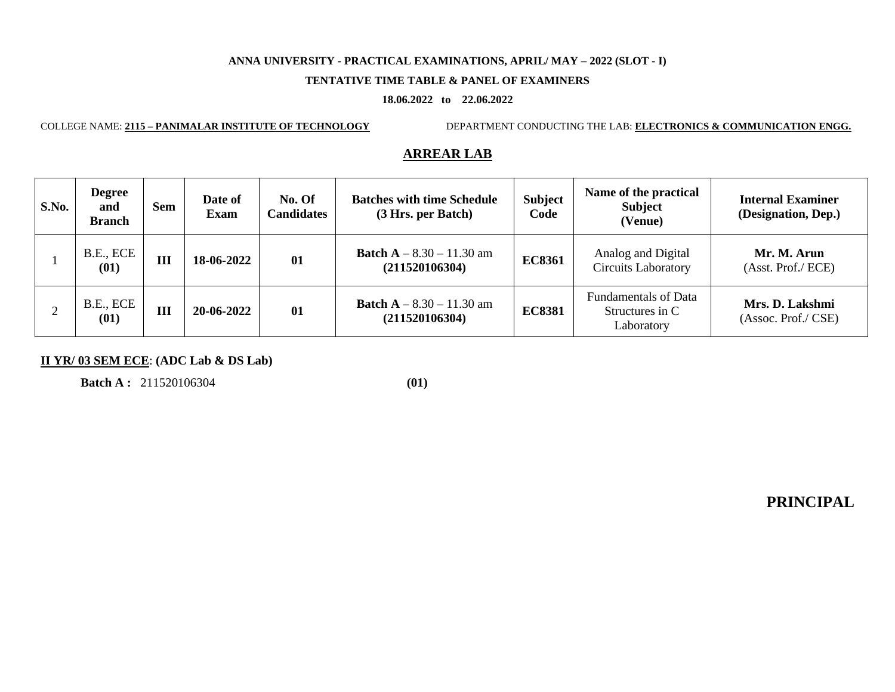**ANNA UNIVERSITY - PRACTICAL EXAMINATIONS, APRIL/ MAY – 2022 (SLOT - I)**

**TENTATIVE TIME TABLE & PANEL OF EXAMINERS**

**18.06.2022 to 22.06.2022**

COLLEGE NAME: **2115 – PANIMALAR INSTITUTE OF TECHNOLOGY** DEPARTMENT CONDUCTING THE LAB: **ELECTRONICS & COMMUNICATION ENGG.**

## ARREAR LAB

| S.No. | Degree and Branch | Sem | Date of Exam | No. Of Candidates | Batches with time Schedule (3 Hrs. per Batch) | Subject Code | Name of the practical Subject (Venue) | Internal Examiner (Designation, Dep.) |
|---|---|---|---|---|---|---|---|---|
| 1 | B.E., ECE **(01)** | **III** | **18-06-2022** | **01** | **Batch A** – 8.30 – 11.30 am **(211520106304)** | **EC8361** | Analog and Digital Circuits Laboratory | **Mr. M. Arun** (Asst. Prof./ ECE) |
| 2 | B.E., ECE **(01)** | **III** | **20-06-2022** | **01** | **Batch A** – 8.30 – 11.30 am **(211520106304)** | **EC8381** | Fundamentals of Data Structures in C Laboratory | **Mrs. D. Lakshmi** (Assoc. Prof./ CSE) |

**II YR/ 03 SEM ECE**: **(ADC Lab & DS Lab)**

**Batch A :** 211520106304 **(01)**

**PRINCIPAL**